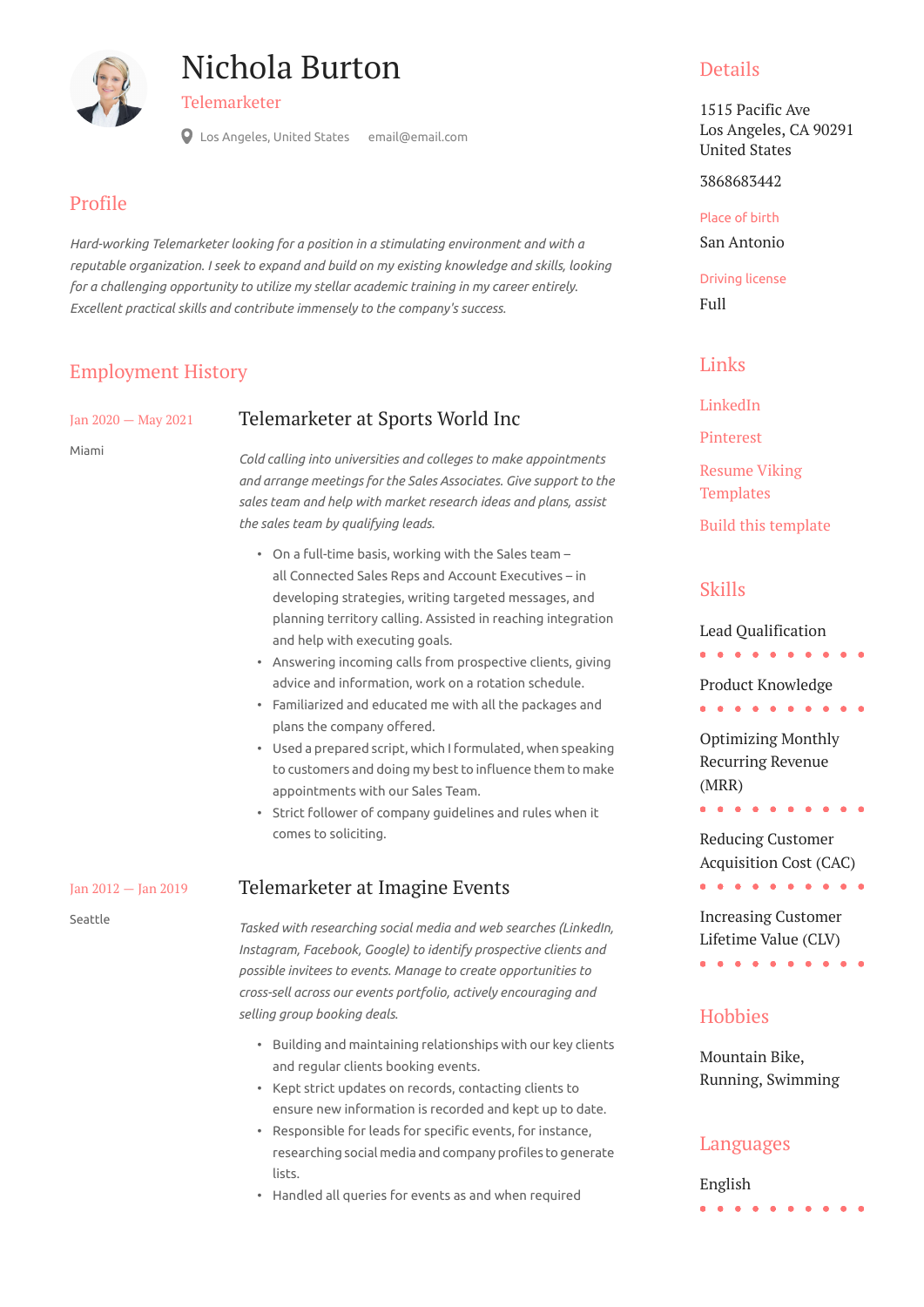# Nichola Burton

Telemarketer

Los Angeles, United States    email@email.com

## Profile

*Hard-working Telemarketer looking for a position in a stimulating environment and with a reputable organization. I seek to expand and build on my existing knowledge and skills, looking for a challenging opportunity to utilize my stellar academic training in my career entirely. Excellent practical skills and contribute immensely to the company's success.*

## Employment History

### Telemarketer at Sports World Inc

Jan 2020 — May 2021

Miami

*Cold calling into universities and colleges to make appointments and arrange meetings for the Sales Associates. Give support to the sales team and help with market research ideas and plans, assist the sales team by qualifying leads.*

- On a full-time basis, working with the Sales team – all Connected Sales Reps and Account Executives – in developing strategies, writing targeted messages, and planning territory calling. Assisted in reaching integration and help with executing goals.
- Answering incoming calls from prospective clients, giving advice and information, work on a rotation schedule.
- Familiarized and educated me with all the packages and plans the company offered.
- Used a prepared script, which I formulated, when speaking to customers and doing my best to influence them to make appointments with our Sales Team.
- Strict follower of company guidelines and rules when it comes to soliciting.

### Telemarketer at Imagine Events

Jan 2012 — Jan 2019

Seattle

*Tasked with researching social media and web searches (LinkedIn, Instagram, Facebook, Google) to identify prospective clients and possible invitees to events. Manage to create opportunities to cross-sell across our events portfolio, actively encouraging and selling group booking deals.*

- Building and maintaining relationships with our key clients and regular clients booking events.
- Kept strict updates on records, contacting clients to ensure new information is recorded and kept up to date.
- Responsible for leads for specific events, for instance, researching social media and company profiles to generate lists.
- Handled all queries for events as and when required

## Details

1515 Pacific Ave
Los Angeles, CA 90291
United States

3868683442

Place of birth

San Antonio

Driving license

Full

## Links

LinkedIn

Pinterest

Resume Viking Templates

Build this template

## Skills

- Lead Qualification
- Product Knowledge
- Optimizing Monthly Recurring Revenue (MRR)
- Reducing Customer Acquisition Cost (CAC)
- Increasing Customer Lifetime Value (CLV)

## Hobbies

Mountain Bike, Running, Swimming

## Languages

English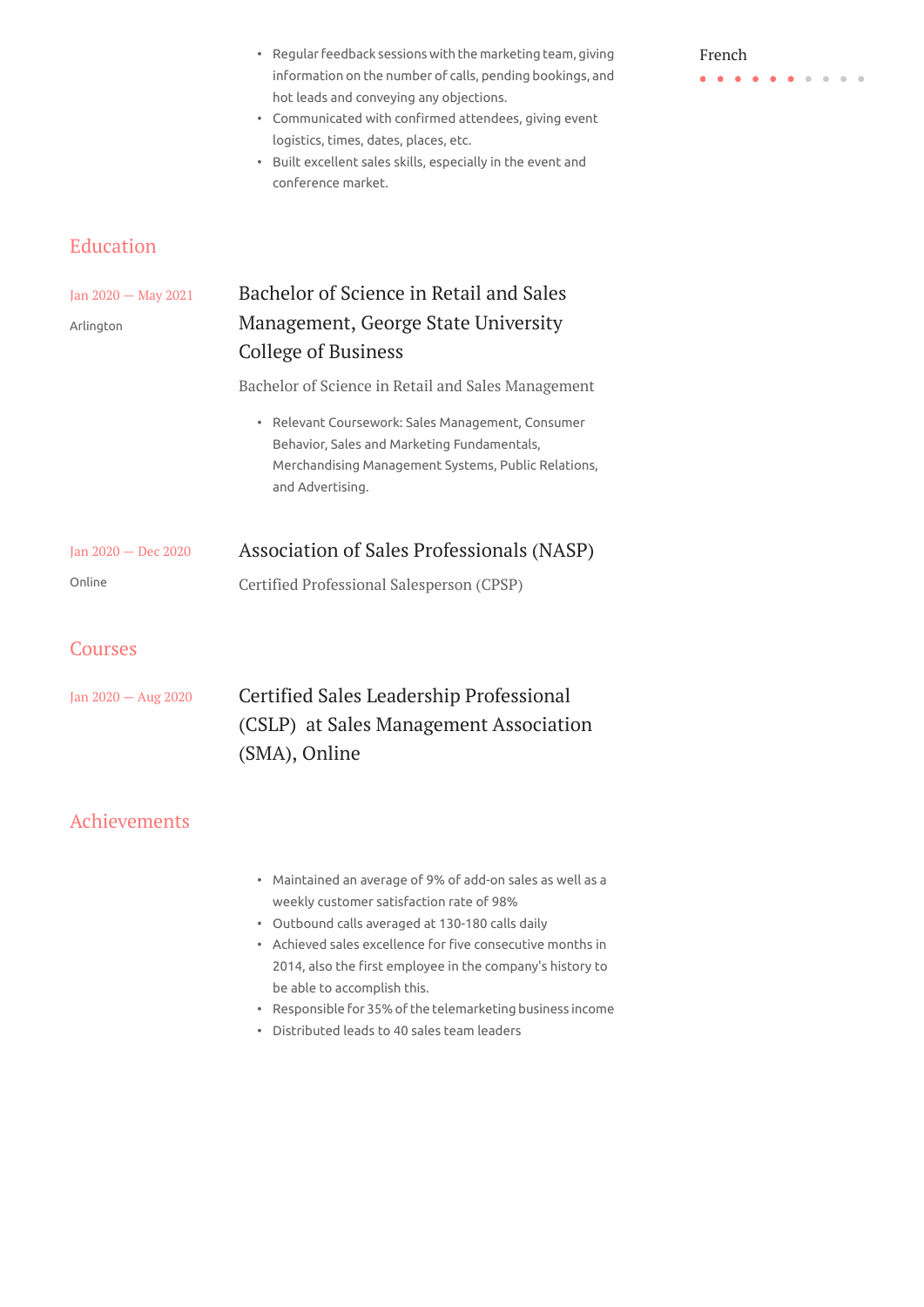- Regular feedback sessions with the marketing team, giving information on the number of calls, pending bookings, and hot leads and conveying any objections.
- Communicated with confirmed attendees, giving event logistics, times, dates, places, etc.
- Built excellent sales skills, especially in the event and conference market.

French

## Education

Jan 2020 — May 2021
Arlington

### Bachelor of Science in Retail and Sales Management, George State University College of Business

Bachelor of Science in Retail and Sales Management

- Relevant Coursework: Sales Management, Consumer Behavior, Sales and Marketing Fundamentals, Merchandising Management Systems, Public Relations, and Advertising.

Jan 2020 — Dec 2020
Online

### Association of Sales Professionals (NASP)

Certified Professional Salesperson (CPSP)

## Courses

Jan 2020 — Aug 2020

### Certified Sales Leadership Professional (CSLP) at Sales Management Association (SMA), Online

## Achievements

- Maintained an average of 9% of add-on sales as well as a weekly customer satisfaction rate of 98%
- Outbound calls averaged at 130-180 calls daily
- Achieved sales excellence for five consecutive months in 2014, also the first employee in the company's history to be able to accomplish this.
- Responsible for 35% of the telemarketing business income
- Distributed leads to 40 sales team leaders